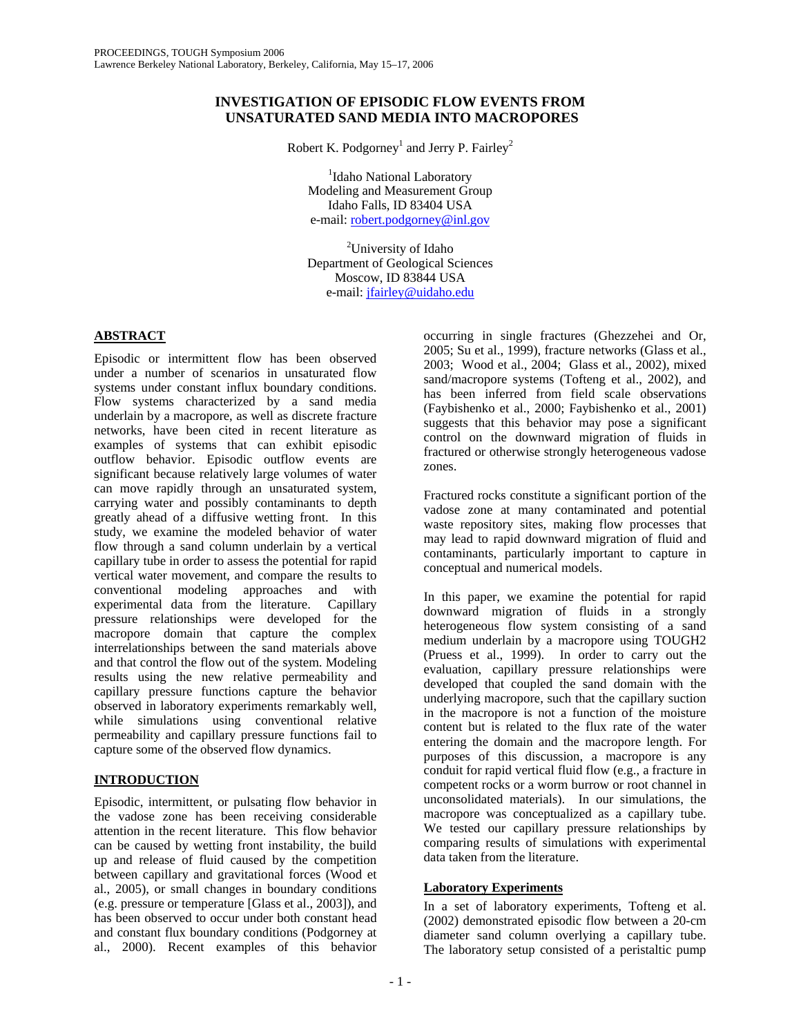# INVESTIGATION OF EPISODIC FLOW EVENTS FROM UNSATURATED SAND MEDIA INTO MACROPORES

Robert K. Podgorney[1] and Jerry P. Fairley[2]

[1]Idaho National Laboratory
Modeling and Measurement Group
Idaho Falls, ID 83404 USA
e-mail: robert.podgorney@inl.gov

[2]University of Idaho
Department of Geological Sciences
Moscow, ID 83844 USA
e-mail: jfairley@uidaho.edu

## ABSTRACT

Episodic or intermittent flow has been observed under a number of scenarios in unsaturated flow systems under constant influx boundary conditions. Flow systems characterized by a sand media underlain by a macropore, as well as discrete fracture networks, have been cited in recent literature as examples of systems that can exhibit episodic outflow behavior. Episodic outflow events are significant because relatively large volumes of water can move rapidly through an unsaturated system, carrying water and possibly contaminants to depth greatly ahead of a diffusive wetting front. In this study, we examine the modeled behavior of water flow through a sand column underlain by a vertical capillary tube in order to assess the potential for rapid vertical water movement, and compare the results to conventional modeling approaches and with experimental data from the literature. Capillary pressure relationships were developed for the macropore domain that capture the complex interrelationships between the sand materials above and that control the flow out of the system. Modeling results using the new relative permeability and capillary pressure functions capture the behavior observed in laboratory experiments remarkably well, while simulations using conventional relative permeability and capillary pressure functions fail to capture some of the observed flow dynamics.

## INTRODUCTION

Episodic, intermittent, or pulsating flow behavior in the vadose zone has been receiving considerable attention in the recent literature. This flow behavior can be caused by wetting front instability, the build up and release of fluid caused by the competition between capillary and gravitational forces (Wood et al., 2005), or small changes in boundary conditions (e.g. pressure or temperature [Glass et al., 2003]), and has been observed to occur under both constant head and constant flux boundary conditions (Podgorney at al., 2000). Recent examples of this behavior occurring in single fractures (Ghezzehei and Or, 2005; Su et al., 1999), fracture networks (Glass et al., 2003; Wood et al., 2004; Glass et al., 2002), mixed sand/macropore systems (Tofteng et al., 2002), and has been inferred from field scale observations (Faybishenko et al., 2000; Faybishenko et al., 2001) suggests that this behavior may pose a significant control on the downward migration of fluids in fractured or otherwise strongly heterogeneous vadose zones.

Fractured rocks constitute a significant portion of the vadose zone at many contaminated and potential waste repository sites, making flow processes that may lead to rapid downward migration of fluid and contaminants, particularly important to capture in conceptual and numerical models.

In this paper, we examine the potential for rapid downward migration of fluids in a strongly heterogeneous flow system consisting of a sand medium underlain by a macropore using TOUGH2 (Pruess et al., 1999). In order to carry out the evaluation, capillary pressure relationships were developed that coupled the sand domain with the underlying macropore, such that the capillary suction in the macropore is not a function of the moisture content but is related to the flux rate of the water entering the domain and the macropore length. For purposes of this discussion, a macropore is any conduit for rapid vertical fluid flow (e.g., a fracture in competent rocks or a worm burrow or root channel in unconsolidated materials). In our simulations, the macropore was conceptualized as a capillary tube. We tested our capillary pressure relationships by comparing results of simulations with experimental data taken from the literature.

### Laboratory Experiments

In a set of laboratory experiments, Tofteng et al. (2002) demonstrated episodic flow between a 20-cm diameter sand column overlying a capillary tube. The laboratory setup consisted of a peristaltic pump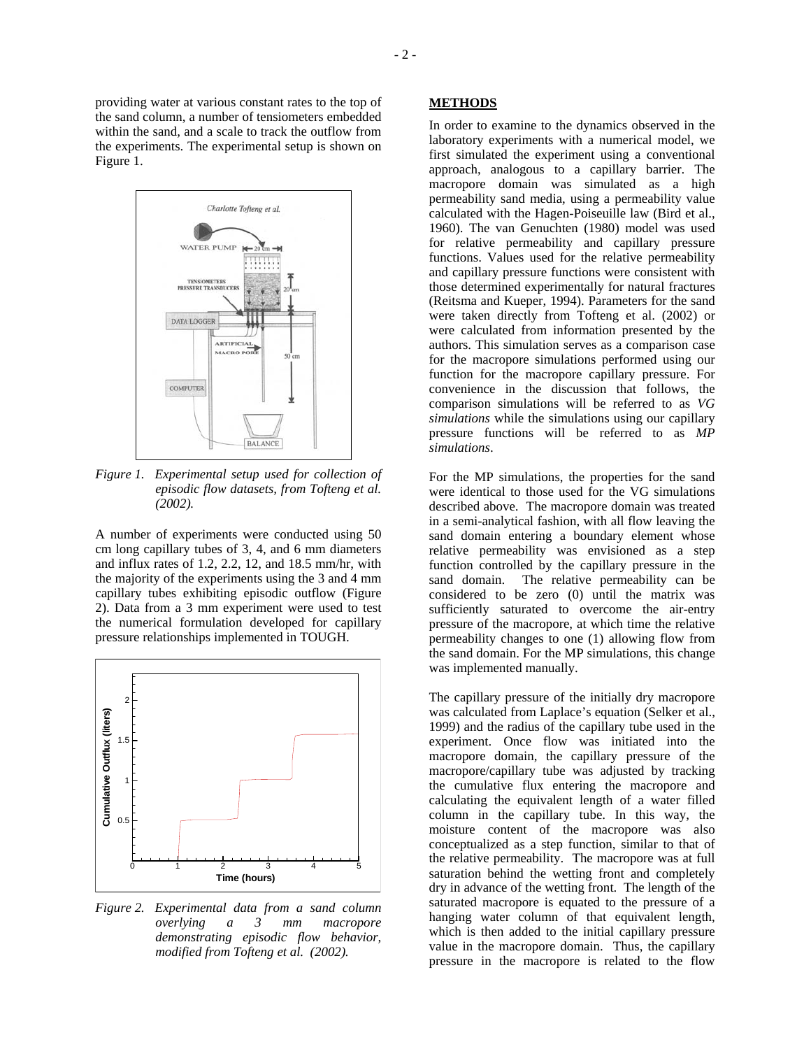providing water at various constant rates to the top of the sand column, a number of tensiometers embedded within the sand, and a scale to track the outflow from the experiments. The experimental setup is shown on Figure 1.

*Figure 1. Experimental setup used for collection of episodic flow datasets, from Tofteng et al. (2002).*

A number of experiments were conducted using 50 cm long capillary tubes of 3, 4, and 6 mm diameters and influx rates of 1.2, 2.2, 12, and 18.5 mm/hr, with the majority of the experiments using the 3 and 4 mm capillary tubes exhibiting episodic outflow (Figure 2). Data from a 3 mm experiment were used to test the numerical formulation developed for capillary pressure relationships implemented in TOUGH.

*Figure 2. Experimental data from a sand column overlying a 3 mm macropore demonstrating episodic flow behavior, modified from Tofteng et al. (2002).*

## METHODS

In order to examine to the dynamics observed in the laboratory experiments with a numerical model, we first simulated the experiment using a conventional approach, analogous to a capillary barrier. The macropore domain was simulated as a high permeability sand media, using a permeability value calculated with the Hagen-Poiseuille law (Bird et al., 1960). The van Genuchten (1980) model was used for relative permeability and capillary pressure functions. Values used for the relative permeability and capillary pressure functions were consistent with those determined experimentally for natural fractures (Reitsma and Kueper, 1994). Parameters for the sand were taken directly from Tofteng et al. (2002) or were calculated from information presented by the authors. This simulation serves as a comparison case for the macropore simulations performed using our function for the macropore capillary pressure. For convenience in the discussion that follows, the comparison simulations will be referred to as *VG simulations* while the simulations using our capillary pressure functions will be referred to as *MP simulations*.

For the MP simulations, the properties for the sand were identical to those used for the VG simulations described above. The macropore domain was treated in a semi-analytical fashion, with all flow leaving the sand domain entering a boundary element whose relative permeability was envisioned as a step function controlled by the capillary pressure in the sand domain. The relative permeability can be considered to be zero (0) until the matrix was sufficiently saturated to overcome the air-entry pressure of the macropore, at which time the relative permeability changes to one (1) allowing flow from the sand domain. For the MP simulations, this change was implemented manually.

The capillary pressure of the initially dry macropore was calculated from Laplace's equation (Selker et al., 1999) and the radius of the capillary tube used in the experiment. Once flow was initiated into the macropore domain, the capillary pressure of the macropore/capillary tube was adjusted by tracking the cumulative flux entering the macropore and calculating the equivalent length of a water filled column in the capillary tube. In this way, the moisture content of the macropore was also conceptualized as a step function, similar to that of the relative permeability. The macropore was at full saturation behind the wetting front and completely dry in advance of the wetting front. The length of the saturated macropore is equated to the pressure of a hanging water column of that equivalent length, which is then added to the initial capillary pressure value in the macropore domain. Thus, the capillary pressure in the macropore is related to the flow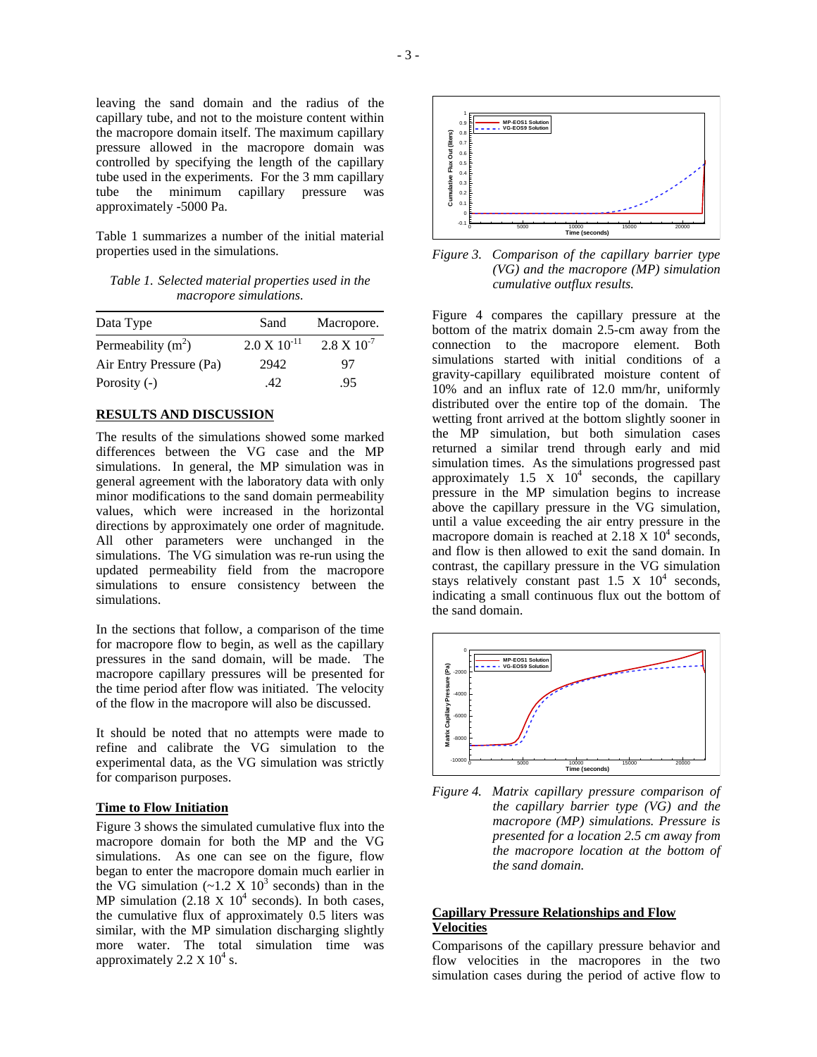leaving the sand domain and the radius of the capillary tube, and not to the moisture content within the macropore domain itself. The maximum capillary pressure allowed in the macropore domain was controlled by specifying the length of the capillary tube used in the experiments. For the 3 mm capillary tube the minimum capillary pressure was approximately -5000 Pa.

Table 1 summarizes a number of the initial material properties used in the simulations.

*Table 1. Selected material properties used in the macropore simulations.*

| Data Type | Sand | Macropore. |
|---|---|---|
| Permeability ($m^2$) | $2.0 \times 10^{-11}$ | $2.8 \times 10^{-7}$ |
| Air Entry Pressure (Pa) | 2942 | 97 |
| Porosity (-) | .42 | .95 |

## RESULTS AND DISCUSSION

The results of the simulations showed some marked differences between the VG case and the MP simulations. In general, the MP simulation was in general agreement with the laboratory data with only minor modifications to the sand domain permeability values, which were increased in the horizontal directions by approximately one order of magnitude. All other parameters were unchanged in the simulations. The VG simulation was re-run using the updated permeability field from the macropore simulations to ensure consistency between the simulations.

In the sections that follow, a comparison of the time for macropore flow to begin, as well as the capillary pressures in the sand domain, will be made. The macropore capillary pressures will be presented for the time period after flow was initiated. The velocity of the flow in the macropore will also be discussed.

It should be noted that no attempts were made to refine and calibrate the VG simulation to the experimental data, as the VG simulation was strictly for comparison purposes.

### Time to Flow Initiation

Figure 3 shows the simulated cumulative flux into the macropore domain for both the MP and the VG simulations. As one can see on the figure, flow began to enter the macropore domain much earlier in the VG simulation (~$1.2 \times 10^3$ seconds) than in the MP simulation ($2.18 \times 10^4$ seconds). In both cases, the cumulative flux of approximately 0.5 liters was similar, with the MP simulation discharging slightly more water. The total simulation time was approximately $2.2 \times 10^4$ s.

*Figure 3. Comparison of the capillary barrier type (VG) and the macropore (MP) simulation cumulative outflux results.*

Figure 4 compares the capillary pressure at the bottom of the matrix domain 2.5-cm away from the connection to the macropore element. Both simulations started with initial conditions of a gravity-capillary equilibrated moisture content of 10% and an influx rate of 12.0 mm/hr, uniformly distributed over the entire top of the domain. The wetting front arrived at the bottom slightly sooner in the MP simulation, but both simulation cases returned a similar trend through early and mid simulation times. As the simulations progressed past approximately $1.5 \times 10^4$ seconds, the capillary pressure in the MP simulation begins to increase above the capillary pressure in the VG simulation, until a value exceeding the air entry pressure in the macropore domain is reached at $2.18 \times 10^4$ seconds, and flow is then allowed to exit the sand domain. In contrast, the capillary pressure in the VG simulation stays relatively constant past $1.5 \times 10^4$ seconds, indicating a small continuous flux out the bottom of the sand domain.

*Figure 4. Matrix capillary pressure comparison of the capillary barrier type (VG) and the macropore (MP) simulations. Pressure is presented for a location 2.5 cm away from the macropore location at the bottom of the sand domain.*

### Capillary Pressure Relationships and Flow Velocities

Comparisons of the capillary pressure behavior and flow velocities in the macropores in the two simulation cases during the period of active flow to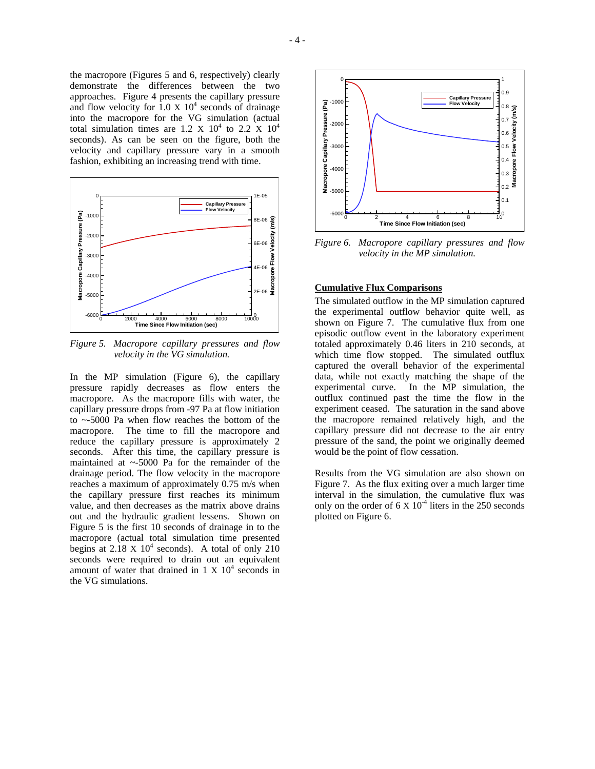the macropore (Figures 5 and 6, respectively) clearly demonstrate the differences between the two approaches. Figure 4 presents the capillary pressure and flow velocity for 1.0 X $10^4$ seconds of drainage into the macropore for the VG simulation (actual total simulation times are 1.2 X $10^4$ to 2.2 X $10^4$ seconds). As can be seen on the figure, both the velocity and capillary pressure vary in a smooth fashion, exhibiting an increasing trend with time.

*Figure 5. Macropore capillary pressures and flow velocity in the VG simulation.*

In the MP simulation (Figure 6), the capillary pressure rapidly decreases as flow enters the macropore. As the macropore fills with water, the capillary pressure drops from -97 Pa at flow initiation to ~-5000 Pa when flow reaches the bottom of the macropore. The time to fill the macropore and reduce the capillary pressure is approximately 2 seconds. After this time, the capillary pressure is maintained at ~-5000 Pa for the remainder of the drainage period. The flow velocity in the macropore reaches a maximum of approximately 0.75 m/s when the capillary pressure first reaches its minimum value, and then decreases as the matrix above drains out and the hydraulic gradient lessens. Shown on Figure 5 is the first 10 seconds of drainage in to the macropore (actual total simulation time presented begins at 2.18 X $10^4$ seconds). A total of only 210 seconds were required to drain out an equivalent amount of water that drained in 1 X $10^4$ seconds in the VG simulations.

*Figure 6. Macropore capillary pressures and flow velocity in the MP simulation.*

## Cumulative Flux Comparisons

The simulated outflow in the MP simulation captured the experimental outflow behavior quite well, as shown on Figure 7. The cumulative flux from one episodic outflow event in the laboratory experiment totaled approximately 0.46 liters in 210 seconds, at which time flow stopped. The simulated outflux captured the overall behavior of the experimental data, while not exactly matching the shape of the experimental curve. In the MP simulation, the outflux continued past the time the flow in the experiment ceased. The saturation in the sand above the macropore remained relatively high, and the capillary pressure did not decrease to the air entry pressure of the sand, the point we originally deemed would be the point of flow cessation.

Results from the VG simulation are also shown on Figure 7. As the flux exiting over a much larger time interval in the simulation, the cumulative flux was only on the order of 6 X $10^{-4}$ liters in the 250 seconds plotted on Figure 6.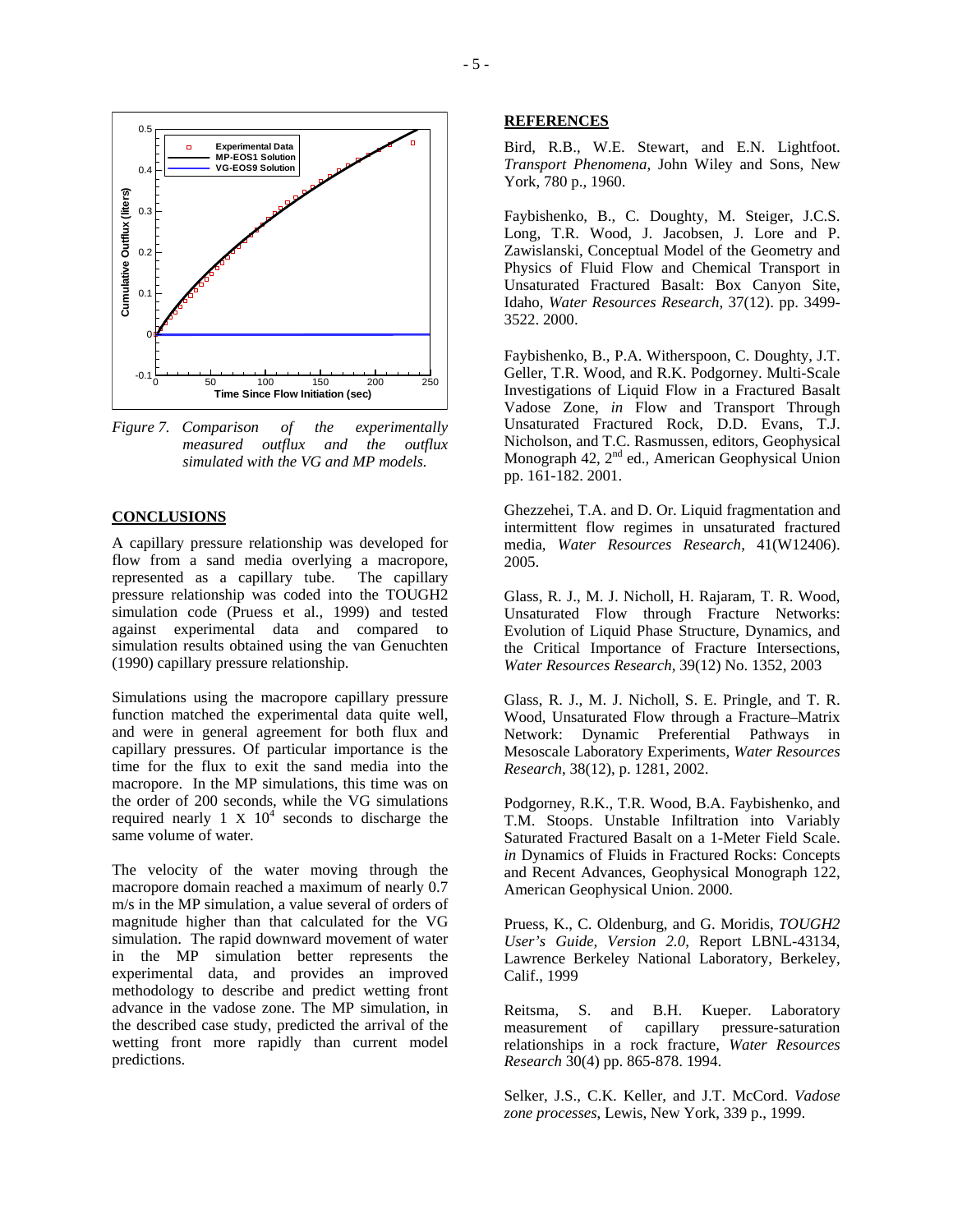*Figure 7. Comparison of the experimentally measured outflux and the outflux simulated with the VG and MP models.*

## CONCLUSIONS

A capillary pressure relationship was developed for flow from a sand media overlying a macropore, represented as a capillary tube. The capillary pressure relationship was coded into the TOUGH2 simulation code (Pruess et al., 1999) and tested against experimental data and compared to simulation results obtained using the van Genuchten (1990) capillary pressure relationship.

Simulations using the macropore capillary pressure function matched the experimental data quite well, and were in general agreement for both flux and capillary pressures. Of particular importance is the time for the flux to exit the sand media into the macropore. In the MP simulations, this time was on the order of 200 seconds, while the VG simulations required nearly $1 \times 10^4$ seconds to discharge the same volume of water.

The velocity of the water moving through the macropore domain reached a maximum of nearly 0.7 m/s in the MP simulation, a value several of orders of magnitude higher than that calculated for the VG simulation. The rapid downward movement of water in the MP simulation better represents the experimental data, and provides an improved methodology to describe and predict wetting front advance in the vadose zone. The MP simulation, in the described case study, predicted the arrival of the wetting front more rapidly than current model predictions.

## REFERENCES

Bird, R.B., W.E. Stewart, and E.N. Lightfoot. *Transport Phenomena*, John Wiley and Sons, New York, 780 p., 1960.

Faybishenko, B., C. Doughty, M. Steiger, J.C.S. Long, T.R. Wood, J. Jacobsen, J. Lore and P. Zawislanski, Conceptual Model of the Geometry and Physics of Fluid Flow and Chemical Transport in Unsaturated Fractured Basalt: Box Canyon Site, Idaho, *Water Resources Research*, 37(12). pp. 3499-3522. 2000.

Faybishenko, B., P.A. Witherspoon, C. Doughty, J.T. Geller, T.R. Wood, and R.K. Podgorney. Multi-Scale Investigations of Liquid Flow in a Fractured Basalt Vadose Zone, *in* Flow and Transport Through Unsaturated Fractured Rock, D.D. Evans, T.J. Nicholson, and T.C. Rasmussen, editors, Geophysical Monograph 42, 2nd ed., American Geophysical Union pp. 161-182. 2001.

Ghezzehei, T.A. and D. Or. Liquid fragmentation and intermittent flow regimes in unsaturated fractured media, *Water Resources Research*, 41(W12406). 2005.

Glass, R. J., M. J. Nicholl, H. Rajaram, T. R. Wood, Unsaturated Flow through Fracture Networks: Evolution of Liquid Phase Structure, Dynamics, and the Critical Importance of Fracture Intersections, *Water Resources Research,* 39(12) No. 1352, 2003

Glass, R. J., M. J. Nicholl, S. E. Pringle, and T. R. Wood, Unsaturated Flow through a Fracture–Matrix Network: Dynamic Preferential Pathways in Mesoscale Laboratory Experiments, *Water Resources Research*, 38(12), p. 1281, 2002.

Podgorney, R.K., T.R. Wood, B.A. Faybishenko, and T.M. Stoops. Unstable Infiltration into Variably Saturated Fractured Basalt on a 1-Meter Field Scale. *in* Dynamics of Fluids in Fractured Rocks: Concepts and Recent Advances, Geophysical Monograph 122, American Geophysical Union. 2000.

Pruess, K., C. Oldenburg, and G. Moridis, *TOUGH2 User's Guide, Version 2.0*, Report LBNL-43134, Lawrence Berkeley National Laboratory, Berkeley, Calif., 1999

Reitsma, S. and B.H. Kueper. Laboratory measurement of capillary pressure-saturation relationships in a rock fracture, *Water Resources Research* 30(4) pp. 865-878. 1994.

Selker, J.S., C.K. Keller, and J.T. McCord. *Vadose zone processes*, Lewis, New York, 339 p., 1999.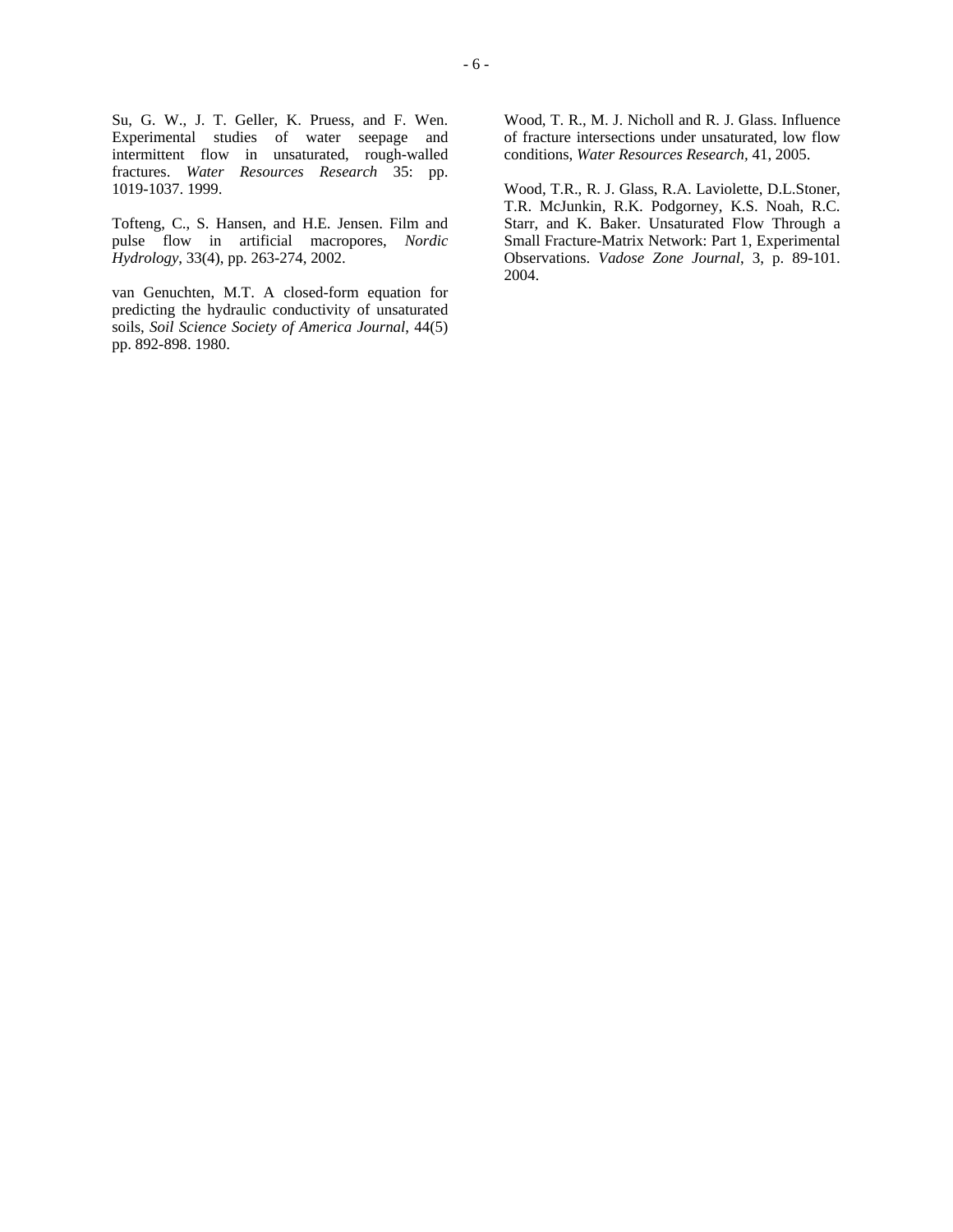Su, G. W., J. T. Geller, K. Pruess, and F. Wen. Experimental studies of water seepage and intermittent flow in unsaturated, rough-walled fractures. *Water Resources Research* 35: pp. 1019-1037. 1999.

Tofteng, C., S. Hansen, and H.E. Jensen. Film and pulse flow in artificial macropores, *Nordic Hydrology*, 33(4), pp. 263-274, 2002.

van Genuchten, M.T. A closed-form equation for predicting the hydraulic conductivity of unsaturated soils, *Soil Science Society of America Journal*, 44(5) pp. 892-898. 1980.

Wood, T. R., M. J. Nicholl and R. J. Glass. Influence of fracture intersections under unsaturated, low flow conditions, *Water Resources Research*, 41, 2005.

Wood, T.R., R. J. Glass, R.A. Laviolette, D.L.Stoner, T.R. McJunkin, R.K. Podgorney, K.S. Noah, R.C. Starr, and K. Baker. Unsaturated Flow Through a Small Fracture-Matrix Network: Part 1, Experimental Observations. *Vadose Zone Journal*, 3, p. 89-101. 2004.